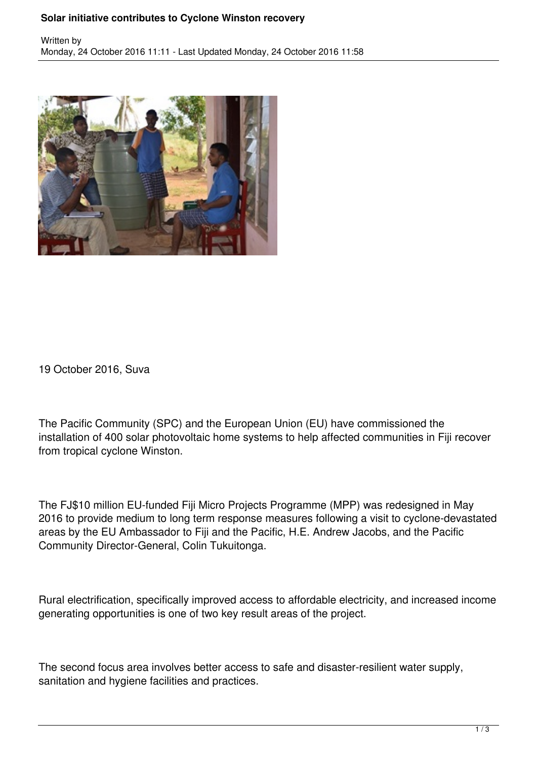# Solar initiative contributes to Cyclone Winston recovery

Written by
Monday, 24 October 2016 11:11 - Last Updated Monday, 24 October 2016 11:58

19 October 2016, Suva

The Pacific Community (SPC) and the European Union (EU) have commissioned the installation of 400 solar photovoltaic home systems to help affected communities in Fiji recover from tropical cyclone Winston.

The FJ$10 million EU-funded Fiji Micro Projects Programme (MPP) was redesigned in May 2016 to provide medium to long term response measures following a visit to cyclone-devastated areas by the EU Ambassador to Fiji and the Pacific, H.E. Andrew Jacobs, and the Pacific Community Director-General, Colin Tukuitonga.

Rural electrification, specifically improved access to affordable electricity, and increased income generating opportunities is one of two key result areas of the project.

The second focus area involves better access to safe and disaster-resilient water supply, sanitation and hygiene facilities and practices.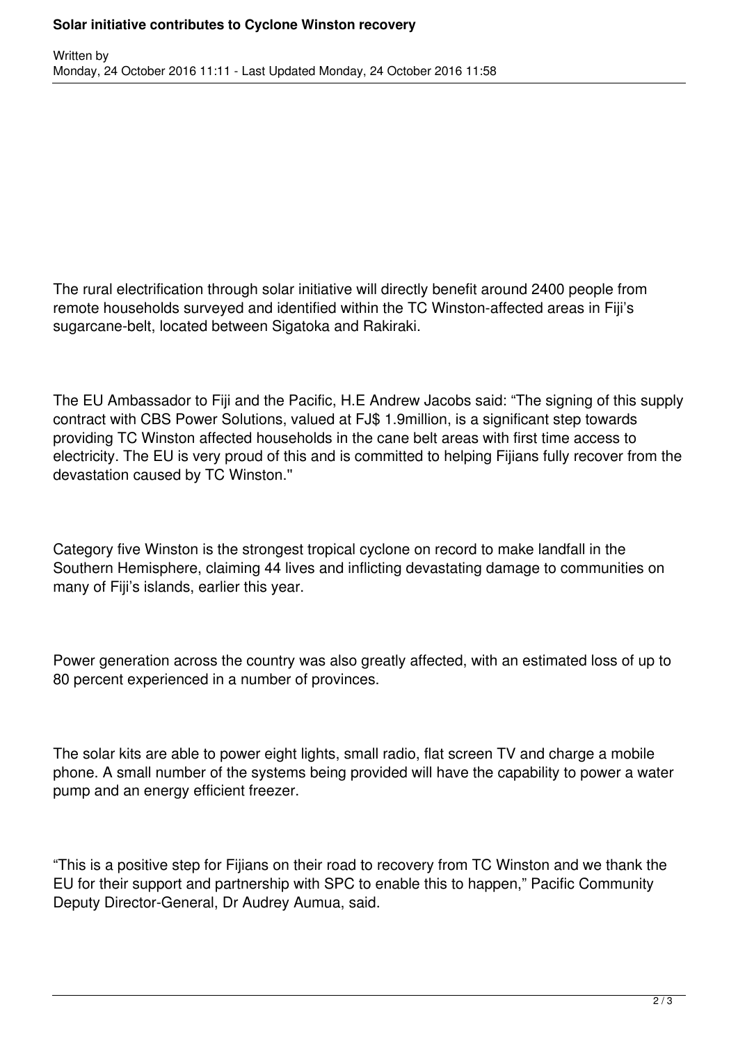The rural electrification through solar initiative will directly benefit around 2400 people from remote households surveyed and identified within the TC Winston-affected areas in Fiji's sugarcane-belt, located between Sigatoka and Rakiraki.

The EU Ambassador to Fiji and the Pacific, H.E Andrew Jacobs said: "The signing of this supply contract with CBS Power Solutions, valued at FJ$ 1.9million, is a significant step towards providing TC Winston affected households in the cane belt areas with first time access to electricity. The EU is very proud of this and is committed to helping Fijians fully recover from the devastation caused by TC Winston."

Category five Winston is the strongest tropical cyclone on record to make landfall in the Southern Hemisphere, claiming 44 lives and inflicting devastating damage to communities on many of Fiji's islands, earlier this year.

Power generation across the country was also greatly affected, with an estimated loss of up to 80 percent experienced in a number of provinces.

The solar kits are able to power eight lights, small radio, flat screen TV and charge a mobile phone. A small number of the systems being provided will have the capability to power a water pump and an energy efficient freezer.

"This is a positive step for Fijians on their road to recovery from TC Winston and we thank the EU for their support and partnership with SPC to enable this to happen," Pacific Community Deputy Director-General, Dr Audrey Aumua, said.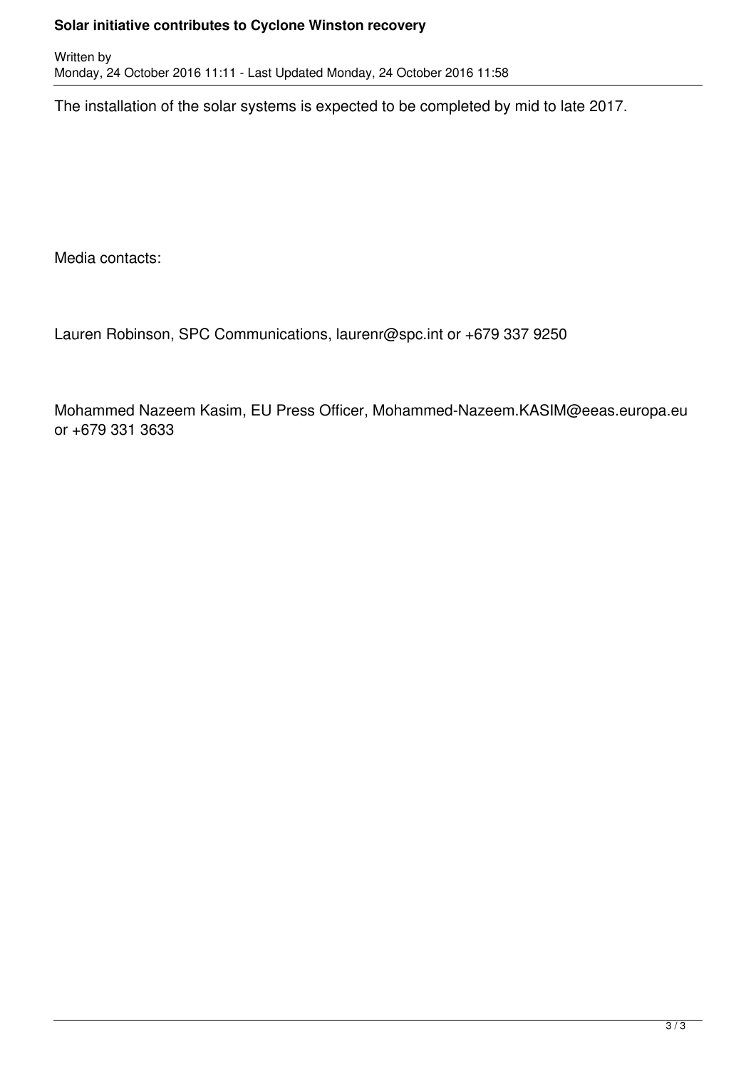The installation of the solar systems is expected to be completed by mid to late 2017.

Media contacts:

Lauren Robinson, SPC Communications, laurenr@spc.int or +679 337 9250

Mohammed Nazeem Kasim, EU Press Officer, Mohammed-Nazeem.KASIM@eeas.europa.eu or +679 331 3633